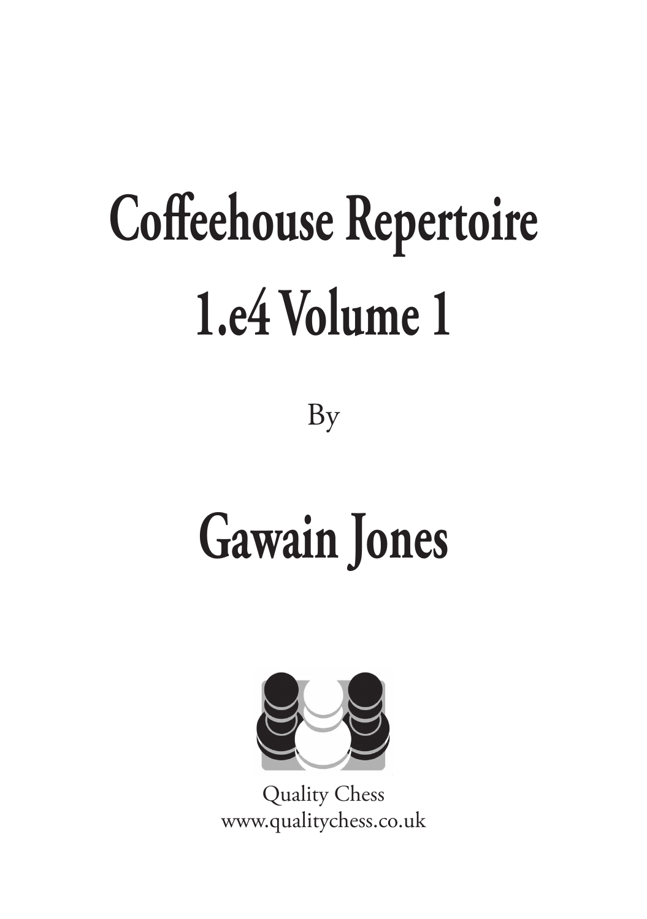# Coffeehouse Repertoire 1.e4 Volume 1

By

# Gawain Jones

Quality Chess
www.qualitychess.co.uk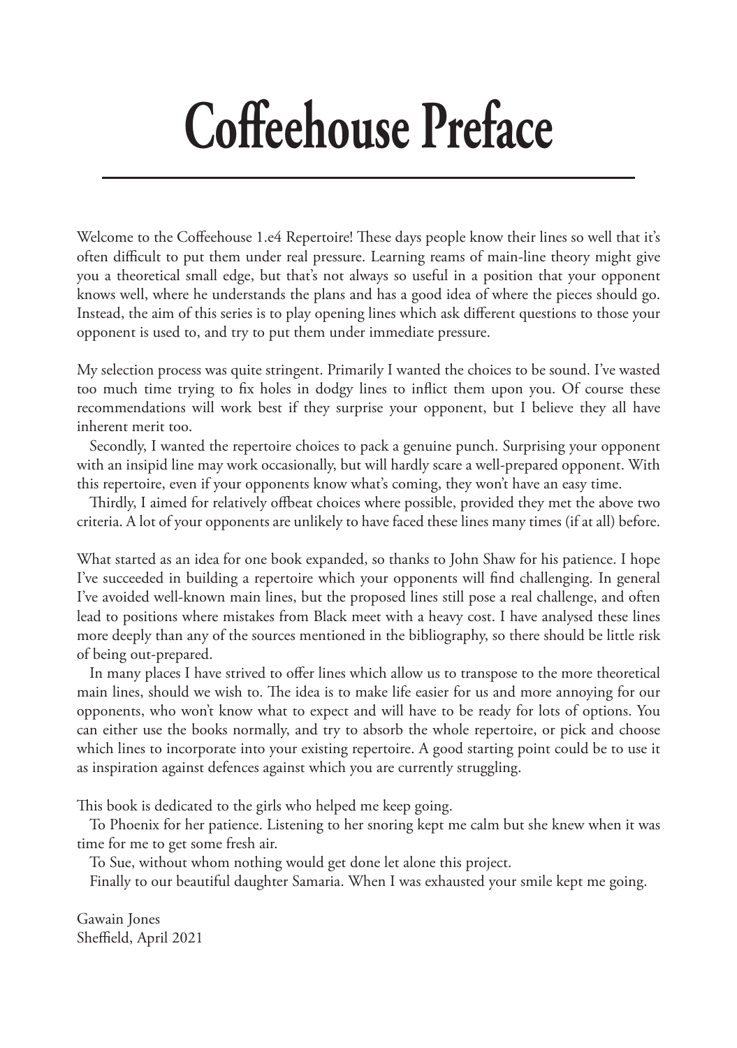# Coffeehouse Preface

Welcome to the Coffeehouse 1.e4 Repertoire! These days people know their lines so well that it's often difficult to put them under real pressure. Learning reams of main-line theory might give you a theoretical small edge, but that's not always so useful in a position that your opponent knows well, where he understands the plans and has a good idea of where the pieces should go. Instead, the aim of this series is to play opening lines which ask different questions to those your opponent is used to, and try to put them under immediate pressure.

My selection process was quite stringent. Primarily I wanted the choices to be sound. I've wasted too much time trying to fix holes in dodgy lines to inflict them upon you. Of course these recommendations will work best if they surprise your opponent, but I believe they all have inherent merit too.

Secondly, I wanted the repertoire choices to pack a genuine punch. Surprising your opponent with an insipid line may work occasionally, but will hardly scare a well-prepared opponent. With this repertoire, even if your opponents know what's coming, they won't have an easy time.

Thirdly, I aimed for relatively offbeat choices where possible, provided they met the above two criteria. A lot of your opponents are unlikely to have faced these lines many times (if at all) before.

What started as an idea for one book expanded, so thanks to John Shaw for his patience. I hope I've succeeded in building a repertoire which your opponents will find challenging. In general I've avoided well-known main lines, but the proposed lines still pose a real challenge, and often lead to positions where mistakes from Black meet with a heavy cost. I have analysed these lines more deeply than any of the sources mentioned in the bibliography, so there should be little risk of being out-prepared.

In many places I have strived to offer lines which allow us to transpose to the more theoretical main lines, should we wish to. The idea is to make life easier for us and more annoying for our opponents, who won't know what to expect and will have to be ready for lots of options. You can either use the books normally, and try to absorb the whole repertoire, or pick and choose which lines to incorporate into your existing repertoire. A good starting point could be to use it as inspiration against defences against which you are currently struggling.

This book is dedicated to the girls who helped me keep going.

To Phoenix for her patience. Listening to her snoring kept me calm but she knew when it was time for me to get some fresh air.

To Sue, without whom nothing would get done let alone this project.

Finally to our beautiful daughter Samaria. When I was exhausted your smile kept me going.

Gawain Jones
Sheffield, April 2021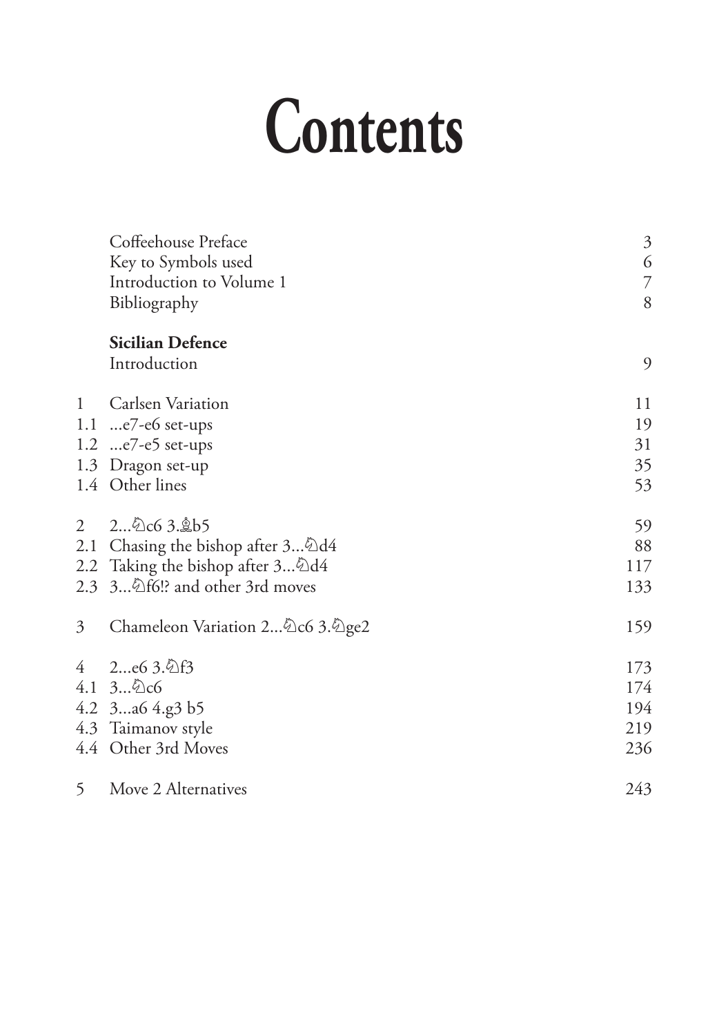# Contents

| | | |
|---|---|---|
| | Coffeehouse Preface | 3 |
| | Key to Symbols used | 6 |
| | Introduction to Volume 1 | 7 |
| | Bibliography | 8 |
| | **Sicilian Defence** | |
| | Introduction | 9 |
| 1 | Carlsen Variation | 11 |
| 1.1 | ...e7-e6 set-ups | 19 |
| 1.2 | ...e7-e5 set-ups | 31 |
| 1.3 | Dragon set-up | 35 |
| 1.4 | Other lines | 53 |
| 2 | 2...♘c6 3.♗b5 | 59 |
| 2.1 | Chasing the bishop after 3...♘d4 | 88 |
| 2.2 | Taking the bishop after 3...♘d4 | 117 |
| 2.3 | 3...♘f6!? and other 3rd moves | 133 |
| 3 | Chameleon Variation 2...♘c6 3.♘ge2 | 159 |
| 4 | 2...e6 3.♘f3 | 173 |
| 4.1 | 3...♘c6 | 174 |
| 4.2 | 3...a6 4.g3 b5 | 194 |
| 4.3 | Taimanov style | 219 |
| 4.4 | Other 3rd Moves | 236 |
| 5 | Move 2 Alternatives | 243 |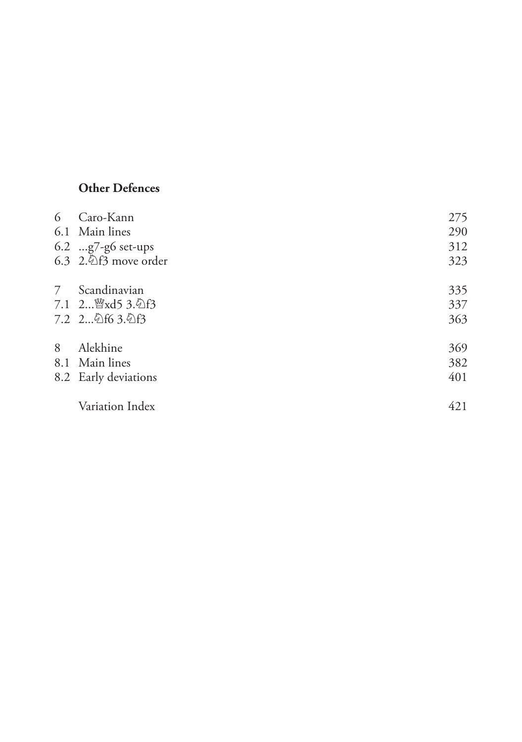**Other Defences**

| | | |
|---|---|---|
| 6 | Caro-Kann | 275 |
| 6.1 | Main lines | 290 |
| 6.2 | ...g7-g6 set-ups | 312 |
| 6.3 | 2.♘f3 move order | 323 |
| | | |
| 7 | Scandinavian | 335 |
| 7.1 | 2...♕xd5 3.♘f3 | 337 |
| 7.2 | 2...♘f6 3.♘f3 | 363 |
| | | |
| 8 | Alekhine | 369 |
| 8.1 | Main lines | 382 |
| 8.2 | Early deviations | 401 |
| | | |
| | Variation Index | 421 |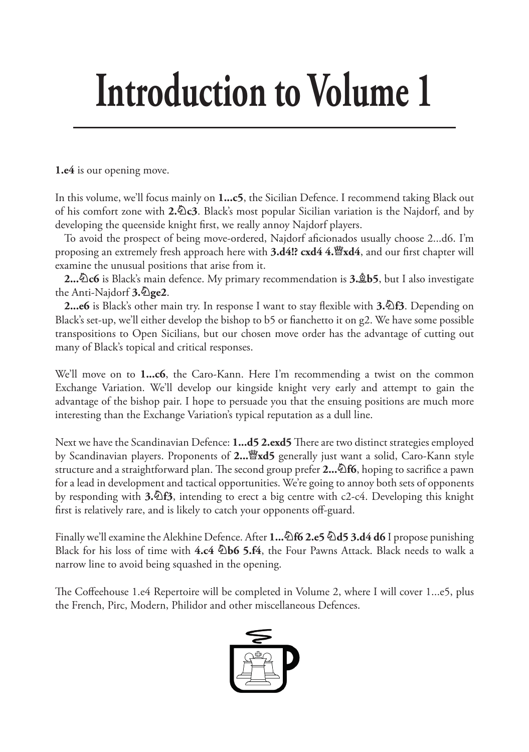# Introduction to Volume 1

**1.e4** is our opening move.

In this volume, we'll focus mainly on **1...c5**, the Sicilian Defence. I recommend taking Black out of his comfort zone with **2.♘c3**. Black's most popular Sicilian variation is the Najdorf, and by developing the queenside knight first, we really annoy Najdorf players.

To avoid the prospect of being move-ordered, Najdorf aficionados usually choose 2...d6. I'm proposing an extremely fresh approach here with **3.d4!? cxd4 4.♕xd4**, and our first chapter will examine the unusual positions that arise from it.

**2...♘c6** is Black's main defence. My primary recommendation is **3.♗b5**, but I also investigate the Anti-Najdorf **3.♘ge2**.

**2...e6** is Black's other main try. In response I want to stay flexible with **3.♘f3**. Depending on Black's set-up, we'll either develop the bishop to b5 or fianchetto it on g2. We have some possible transpositions to Open Sicilians, but our chosen move order has the advantage of cutting out many of Black's topical and critical responses.

We'll move on to **1...c6**, the Caro-Kann. Here I'm recommending a twist on the common Exchange Variation. We'll develop our kingside knight very early and attempt to gain the advantage of the bishop pair. I hope to persuade you that the ensuing positions are much more interesting than the Exchange Variation's typical reputation as a dull line.

Next we have the Scandinavian Defence: **1...d5 2.exd5** There are two distinct strategies employed by Scandinavian players. Proponents of **2...♕xd5** generally just want a solid, Caro-Kann style structure and a straightforward plan. The second group prefer **2...♘f6**, hoping to sacrifice a pawn for a lead in development and tactical opportunities. We're going to annoy both sets of opponents by responding with **3.♘f3**, intending to erect a big centre with c2-c4. Developing this knight first is relatively rare, and is likely to catch your opponents off-guard.

Finally we'll examine the Alekhine Defence. After **1...♘f6 2.e5 ♘d5 3.d4 d6** I propose punishing Black for his loss of time with **4.c4 ♘b6 5.f4**, the Four Pawns Attack. Black needs to walk a narrow line to avoid being squashed in the opening.

The Coffeehouse 1.e4 Repertoire will be completed in Volume 2, where I will cover 1...e5, plus the French, Pirc, Modern, Philidor and other miscellaneous Defences.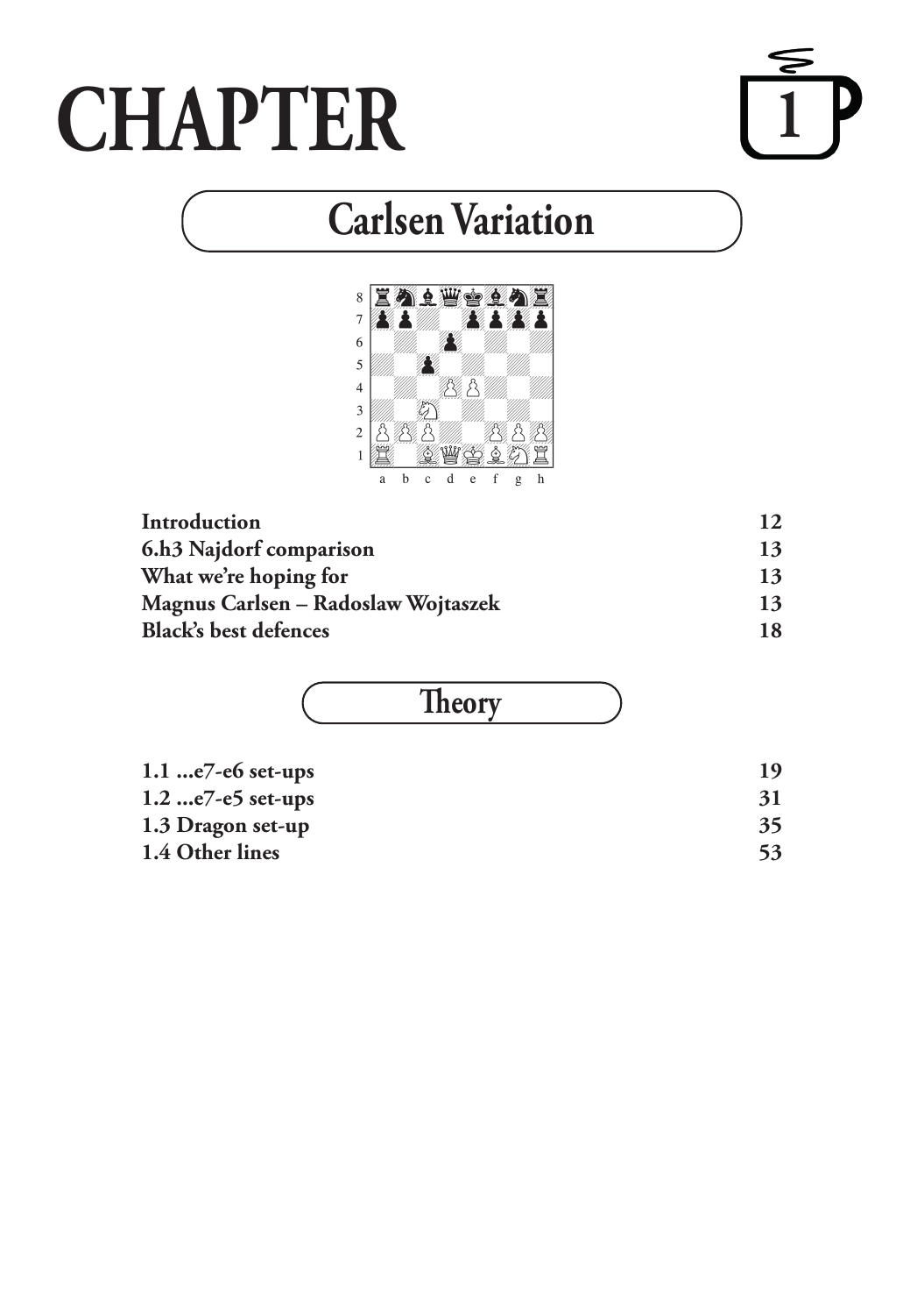# CHAPTER 1

## Carlsen Variation

| | | |
|---|---|---|
| **Introduction** | | **12** |
| **6.h3 Najdorf comparison** | | **13** |
| **What we're hoping for** | | **13** |
| **Magnus Carlsen – Radoslaw Wojtaszek** | | **13** |
| **Black's best defences** | | **18** |

## Theory

| | | |
|---|---|---|
| **1.1 ...e7-e6 set-ups** | | **19** |
| **1.2 ...e7-e5 set-ups** | | **31** |
| **1.3 Dragon set-up** | | **35** |
| **1.4 Other lines** | | **53** |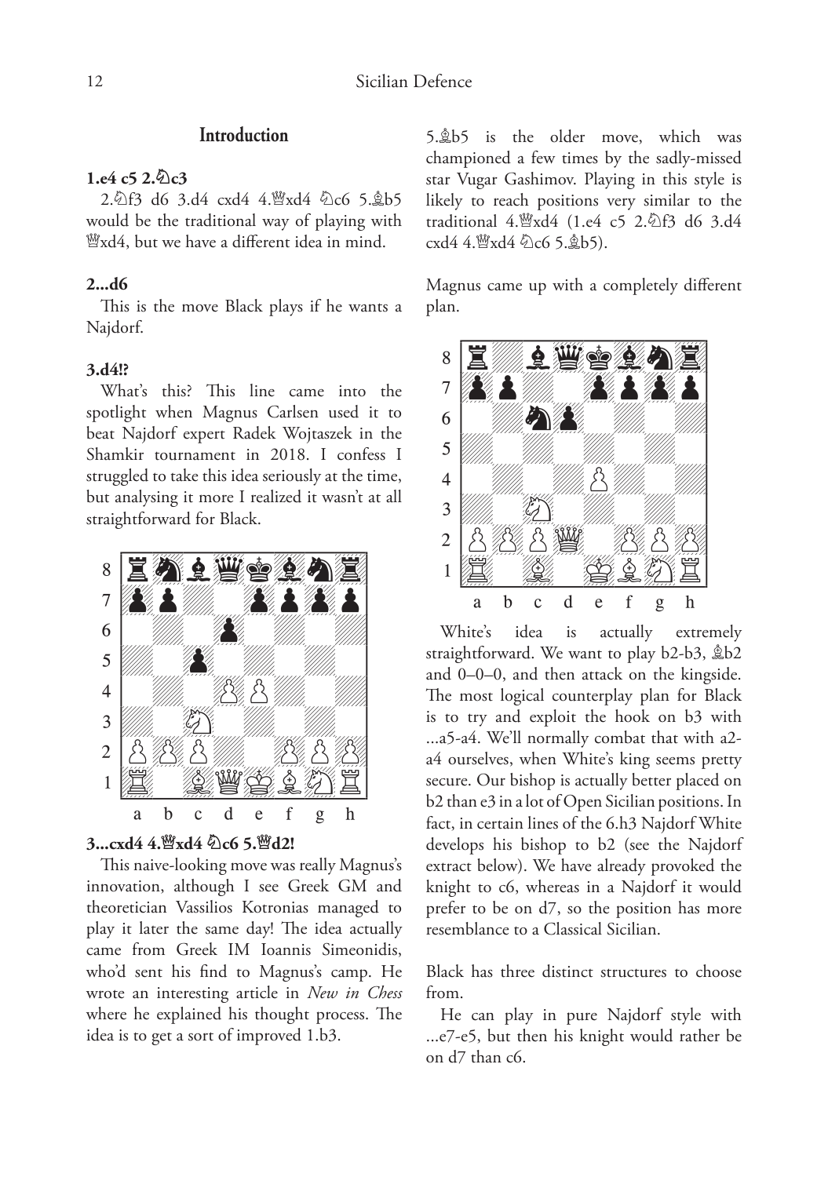## Introduction

**1.e4 c5 2.♘c3**

2.♘f3 d6 3.d4 cxd4 4.♕xd4 ♘c6 5.♗b5 would be the traditional way of playing with ♕xd4, but we have a different idea in mind.

**2...d6**

This is the move Black plays if he wants a Najdorf.

**3.d4!?**

What's this? This line came into the spotlight when Magnus Carlsen used it to beat Najdorf expert Radek Wojtaszek in the Shamkir tournament in 2018. I confess I struggled to take this idea seriously at the time, but analysing it more I realized it wasn't at all straightforward for Black.

**3...cxd4 4.♕xd4 ♘c6 5.♕d2!**

This naive-looking move was really Magnus's innovation, although I see Greek GM and theoretician Vassilios Kotronias managed to play it later the same day! The idea actually came from Greek IM Ioannis Simeonidis, who'd sent his find to Magnus's camp. He wrote an interesting article in *New in Chess* where he explained his thought process. The idea is to get a sort of improved 1.b3.

5.♗b5 is the older move, which was championed a few times by the sadly-missed star Vugar Gashimov. Playing in this style is likely to reach positions very similar to the traditional 4.♕xd4 (1.e4 c5 2.♘f3 d6 3.d4 cxd4 4.♕xd4 ♘c6 5.♗b5).

Magnus came up with a completely different plan.

White's idea is actually extremely straightforward. We want to play b2-b3, ♗b2 and 0–0–0, and then attack on the kingside. The most logical counterplay plan for Black is to try and exploit the hook on b3 with ...a5-a4. We'll normally combat that with a2-a4 ourselves, when White's king seems pretty secure. Our bishop is actually better placed on b2 than e3 in a lot of Open Sicilian positions. In fact, in certain lines of the 6.h3 Najdorf White develops his bishop to b2 (see the Najdorf extract below). We have already provoked the knight to c6, whereas in a Najdorf it would prefer to be on d7, so the position has more resemblance to a Classical Sicilian.

Black has three distinct structures to choose from.

He can play in pure Najdorf style with ...e7-e5, but then his knight would rather be on d7 than c6.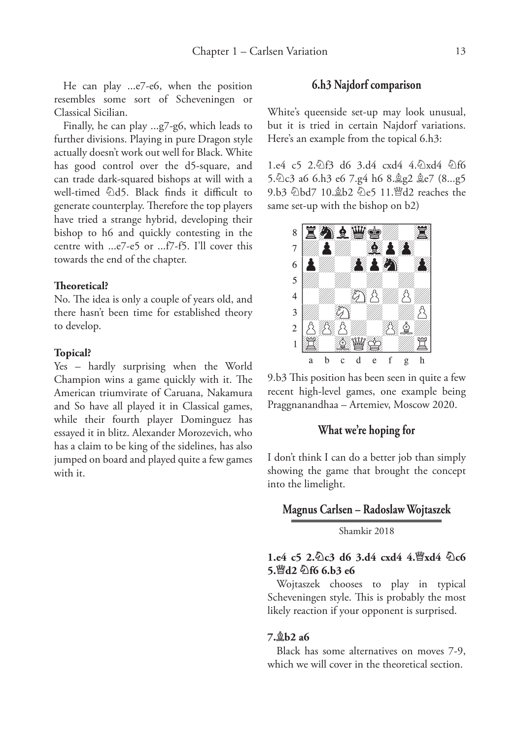He can play ...e7-e6, when the position resembles some sort of Scheveningen or Classical Sicilian.

Finally, he can play ...g7-g6, which leads to further divisions. Playing in pure Dragon style actually doesn't work out well for Black. White has good control over the d5-square, and can trade dark-squared bishops at will with a well-timed ♘d5. Black finds it difficult to generate counterplay. Therefore the top players have tried a strange hybrid, developing their bishop to h6 and quickly contesting in the centre with ...e7-e5 or ...f7-f5. I'll cover this towards the end of the chapter.

**Theoretical?**

No. The idea is only a couple of years old, and there hasn't been time for established theory to develop.

**Topical?**

Yes – hardly surprising when the World Champion wins a game quickly with it. The American triumvirate of Caruana, Nakamura and So have all played it in Classical games, while their fourth player Dominguez has essayed it in blitz. Alexander Morozevich, who has a claim to be king of the sidelines, has also jumped on board and played quite a few games with it.

## 6.h3 Najdorf comparison

White's queenside set-up may look unusual, but it is tried in certain Najdorf variations. Here's an example from the topical 6.h3:

1.e4 c5 2.♘f3 d6 3.d4 cxd4 4.♘xd4 ♘f6 5.♘c3 a6 6.h3 e6 7.g4 h6 8.♗g2 ♗e7 (8...g5 9.b3 ♘bd7 10.♗b2 ♘e5 11.♕d2 reaches the same set-up with the bishop on b2)

9.b3 This position has been seen in quite a few recent high-level games, one example being Praggnanandhaa – Artemiev, Moscow 2020.

## What we're hoping for

I don't think I can do a better job than simply showing the game that brought the concept into the limelight.

### Magnus Carlsen – Radoslaw Wojtaszek

Shamkir 2018

**1.e4 c5 2.♘c3 d6 3.d4 cxd4 4.♕xd4 ♘c6 5.♕d2 ♘f6 6.b3 e6**

Wojtaszek chooses to play in typical Scheveningen style. This is probably the most likely reaction if your opponent is surprised.

**7.♗b2 a6**

Black has some alternatives on moves 7-9, which we will cover in the theoretical section.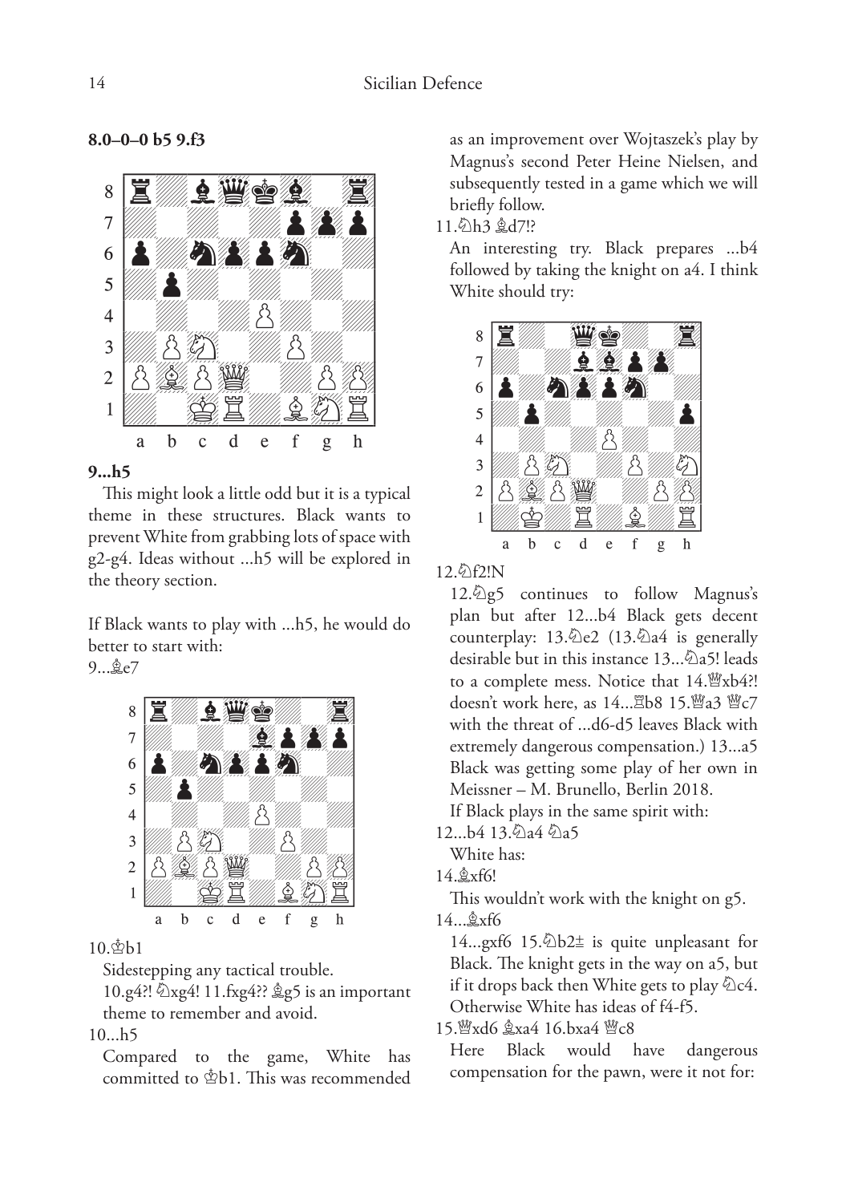**8.0–0–0 b5 9.f3**

**9...h5**

This might look a little odd but it is a typical theme in these structures. Black wants to prevent White from grabbing lots of space with g2-g4. Ideas without ...h5 will be explored in the theory section.

If Black wants to play with ...h5, he would do better to start with:

9...♗e7

10.♔b1

Sidestepping any tactical trouble.

10.g4?! ♘xg4! 11.fxg4?? ♗g5 is an important theme to remember and avoid.

10...h5

Compared to the game, White has committed to ♔b1. This was recommended as an improvement over Wojtaszek's play by Magnus's second Peter Heine Nielsen, and subsequently tested in a game which we will briefly follow.

11.♘h3 ♗d7!?

An interesting try. Black prepares ...b4 followed by taking the knight on a4. I think White should try:

12.♘f2!N

12.♘g5 continues to follow Magnus's plan but after 12...b4 Black gets decent counterplay: 13.♘e2 (13.♘a4 is generally desirable but in this instance 13...♘a5! leads to a complete mess. Notice that 14.♕xb4?! doesn't work here, as 14...♖b8 15.♕a3 ♕c7 with the threat of ...d6-d5 leaves Black with extremely dangerous compensation.) 13...a5 Black was getting some play of her own in Meissner – M. Brunello, Berlin 2018.

If Black plays in the same spirit with:

12...b4 13.♘a4 ♘a5

White has:

14.♗xf6!

This wouldn't work with the knight on g5.

14...♗xf6

14...gxf6 15.♘b2± is quite unpleasant for Black. The knight gets in the way on a5, but if it drops back then White gets to play ♘c4. Otherwise White has ideas of f4-f5.

15.♕xd6 ♗xa4 16.bxa4 ♕c8

Here Black would have dangerous compensation for the pawn, were it not for: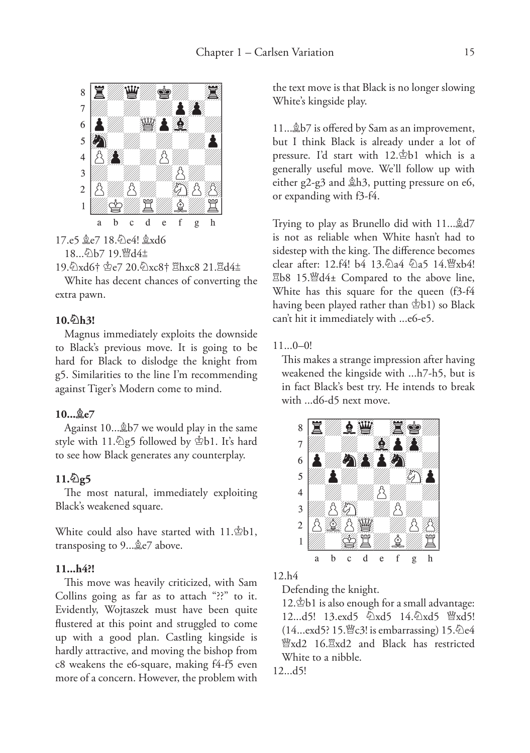17.e5 ♗e7 18.♘e4! ♗xd6

18...♘b7 19.♕d4±

19.♘xd6† ♔e7 20.♘xc8† ♖hxc8 21.♖d4±

White has decent chances of converting the extra pawn.

**10.♘h3!**

Magnus immediately exploits the downside to Black's previous move. It is going to be hard for Black to dislodge the knight from g5. Similarities to the line I'm recommending against Tiger's Modern come to mind.

**10...♗e7**

Against 10...♗b7 we would play in the same style with 11.♘g5 followed by ♔b1. It's hard to see how Black generates any counterplay.

**11.♘g5**

The most natural, immediately exploiting Black's weakened square.

White could also have started with 11.♔b1, transposing to 9...♗e7 above.

**11...h4?!**

This move was heavily criticized, with Sam Collins going as far as to attach "??" to it. Evidently, Wojtaszek must have been quite flustered at this point and struggled to come up with a good plan. Castling kingside is hardly attractive, and moving the bishop from c8 weakens the e6-square, making f4-f5 even more of a concern. However, the problem with the text move is that Black is no longer slowing White's kingside play.

11...♗b7 is offered by Sam as an improvement, but I think Black is already under a lot of pressure. I'd start with 12.♔b1 which is a generally useful move. We'll follow up with either g2-g3 and ♗h3, putting pressure on e6, or expanding with f3-f4.

Trying to play as Brunello did with 11...♗d7 is not as reliable when White hasn't had to sidestep with the king. The difference becomes clear after: 12.f4! b4 13.♘a4 ♘a5 14.♕xb4! ♖b8 15.♕d4± Compared to the above line, White has this square for the queen (f3-f4 having been played rather than ♔b1) so Black can't hit it immediately with ...e6-e5.

11...0–0!

This makes a strange impression after having weakened the kingside with ...h7-h5, but is in fact Black's best try. He intends to break with ...d6-d5 next move.

12.h4

Defending the knight.

12.♔b1 is also enough for a small advantage: 12...d5! 13.exd5 ♘xd5 14.♘xd5 ♕xd5! (14...exd5? 15.♕c3! is embarrassing) 15.♘e4 ♕xd2 16.♖xd2 and Black has restricted White to a nibble.

12...d5!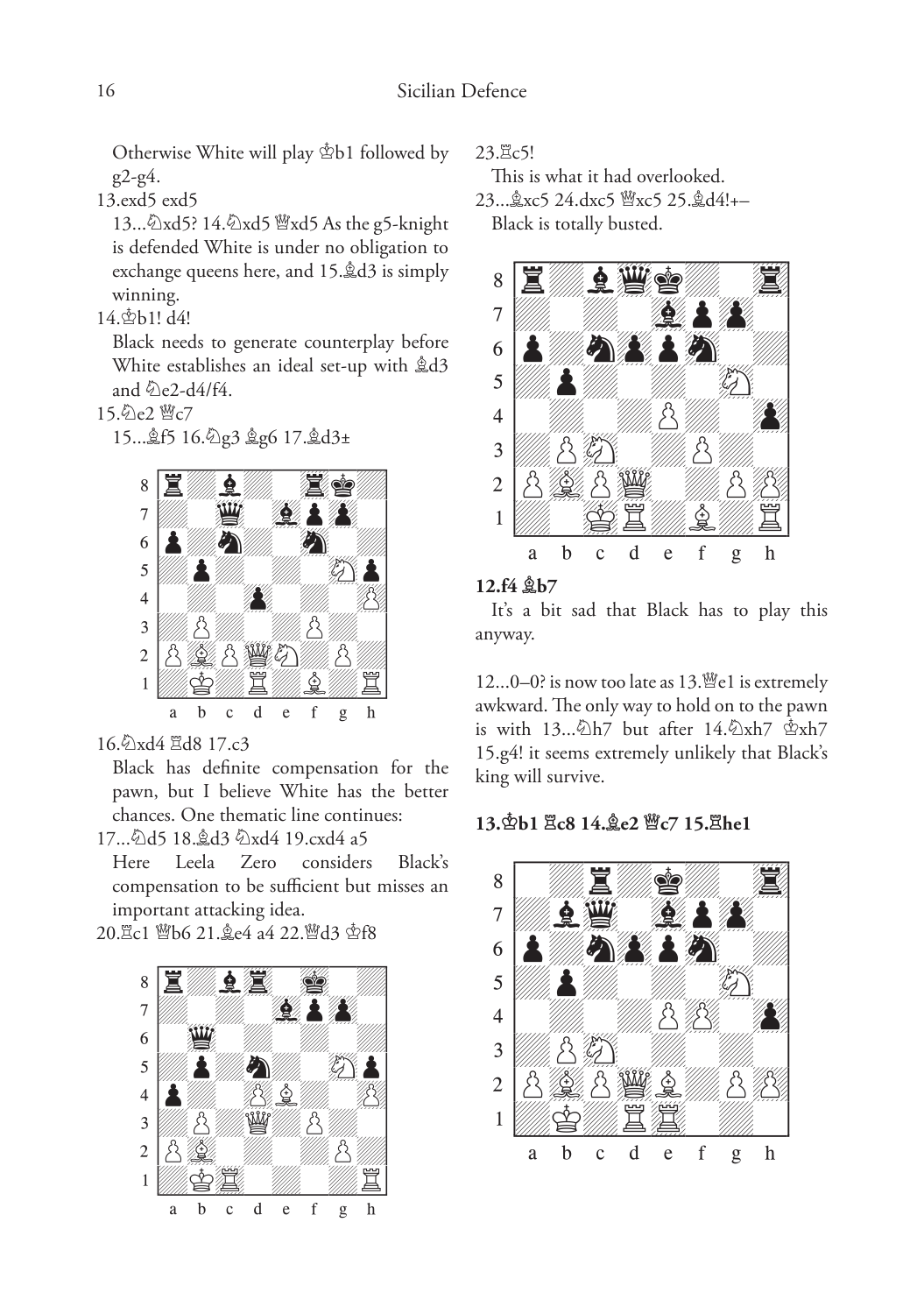Otherwise White will play ♔b1 followed by g2-g4.

13.exd5 exd5

13...♘xd5? 14.♘xd5 ♕xd5 As the g5-knight is defended White is under no obligation to exchange queens here, and 15.♗d3 is simply winning.

14.♔b1! d4!

Black needs to generate counterplay before White establishes an ideal set-up with ♗d3 and ♘e2-d4/f4.

15.♘e2 ♕c7

15...♗f5 16.♘g3 ♗g6 17.♗d3±

16.♘xd4 ♖d8 17.c3

Black has definite compensation for the pawn, but I believe White has the better chances. One thematic line continues:

17...♘d5 18.♗d3 ♘xd4 19.cxd4 a5

Here Leela Zero considers Black's compensation to be sufficient but misses an important attacking idea.

20.♖c1 ♕b6 21.♗e4 a4 22.♕d3 ♔f8

23.♖c5!

This is what it had overlooked.

23...♗xc5 24.dxc5 ♕xc5 25.♗d4!+–

Black is totally busted.

**12.f4 ♗b7**

It's a bit sad that Black has to play this anyway.

12...0–0? is now too late as 13.♕e1 is extremely awkward. The only way to hold on to the pawn is with 13...♘h7 but after 14.♘xh7 ♔xh7 15.g4! it seems extremely unlikely that Black's king will survive.

**13.♔b1 ♖c8 14.♗e2 ♕c7 15.♖he1**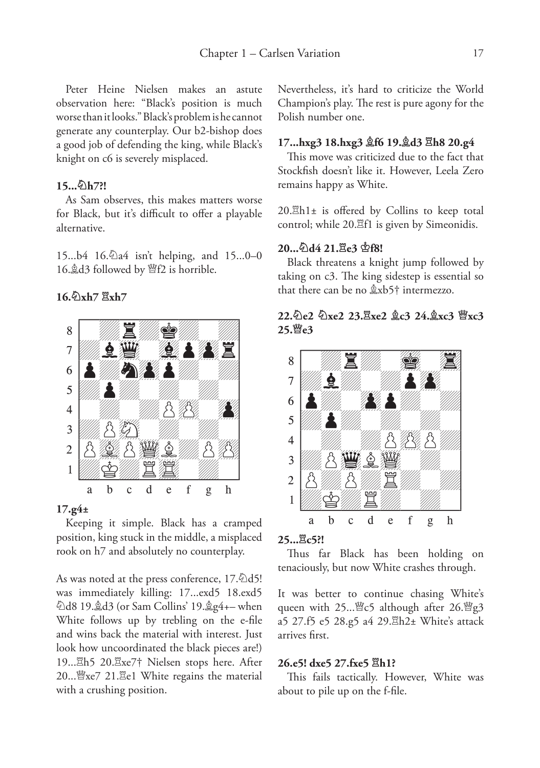Peter Heine Nielsen makes an astute observation here: "Black's position is much worse than it looks." Black's problem is he cannot generate any counterplay. Our b2-bishop does a good job of defending the king, while Black's knight on c6 is severely misplaced.

**15...♘h7?!**

As Sam observes, this makes matters worse for Black, but it's difficult to offer a playable alternative.

15...b4 16.♘a4 isn't helping, and 15...0–0 16.♗d3 followed by ♕f2 is horrible.

**16.♘xh7 ♖xh7**

**17.g4±**

Keeping it simple. Black has a cramped position, king stuck in the middle, a misplaced rook on h7 and absolutely no counterplay.

As was noted at the press conference, 17.♘d5! was immediately killing: 17...exd5 18.exd5 ♘d8 19.♗d3 (or Sam Collins' 19.♗g4+– when White follows up by trebling on the e-file and wins back the material with interest. Just look how uncoordinated the black pieces are!) 19...♖h5 20.♖xe7† Nielsen stops here. After 20...♕xe7 21.♖e1 White regains the material with a crushing position.

Nevertheless, it's hard to criticize the World Champion's play. The rest is pure agony for the Polish number one.

**17...hxg3 18.hxg3 ♗f6 19.♗d3 ♖h8 20.g4**

This move was criticized due to the fact that Stockfish doesn't like it. However, Leela Zero remains happy as White.

20.♖h1± is offered by Collins to keep total control; while 20.♖f1 is given by Simeonidis.

**20...♘d4 21.♖e3 ♔f8!**

Black threatens a knight jump followed by taking on c3. The king sidestep is essential so that there can be no ♗xb5† intermezzo.

**22.♘e2 ♘xe2 23.♖xe2 ♗c3 24.♗xc3 ♕xc3 25.♕e3**

**25...♖c5?!**

Thus far Black has been holding on tenaciously, but now White crashes through.

It was better to continue chasing White's queen with 25...♕c5 although after 26.♕g3 a5 27.f5 e5 28.g5 a4 29.♖h2± White's attack arrives first.

**26.e5! dxe5 27.fxe5 ♖h1?**

This fails tactically. However, White was about to pile up on the f-file.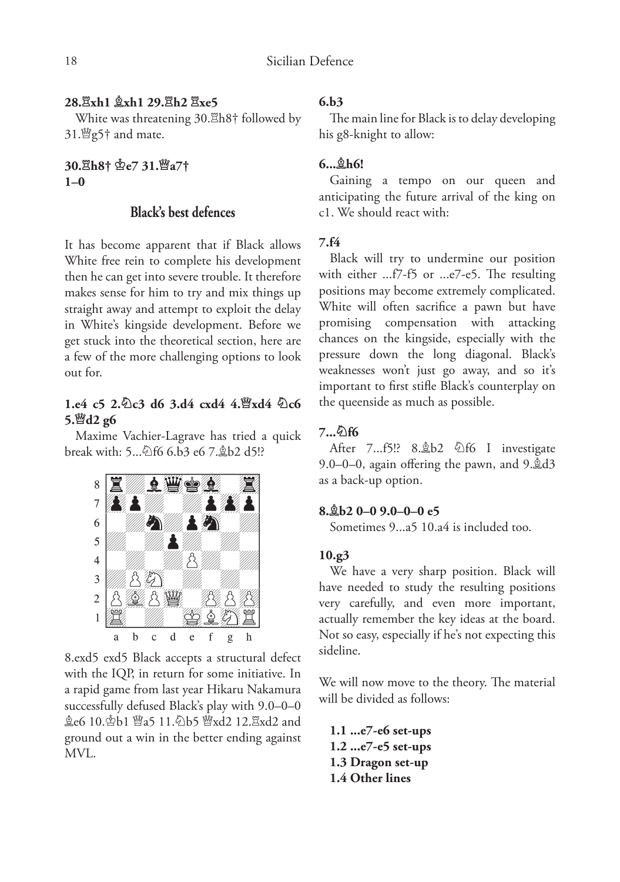**28.♖xh1 ♗xh1 29.♖h2 ♖xe5**

White was threatening 30.♖h8† followed by 31.♕g5† and mate.

**30.♖h8† ♔e7 31.♕a7†**
**1–0**

## Black's best defences

It has become apparent that if Black allows White free rein to complete his development then he can get into severe trouble. It therefore makes sense for him to try and mix things up straight away and attempt to exploit the delay in White's kingside development. Before we get stuck into the theoretical section, here are a few of the more challenging options to look out for.

**1.e4 c5 2.♘c3 d6 3.d4 cxd4 4.♕xd4 ♘c6 5.♕d2 g6**

Maxime Vachier-Lagrave has tried a quick break with: 5...♘f6 6.b3 e6 7.♗b2 d5!?

8.exd5 exd5 Black accepts a structural defect with the IQP, in return for some initiative. In a rapid game from last year Hikaru Nakamura successfully defused Black's play with 9.0–0–0 ♗e6 10.♔b1 ♕a5 11.♘b5 ♕xd2 12.♖xd2 and ground out a win in the better ending against MVL.

**6.b3**

The main line for Black is to delay developing his g8-knight to allow:

**6...♗h6!**

Gaining a tempo on our queen and anticipating the future arrival of the king on c1. We should react with:

**7.f4**

Black will try to undermine our position with either ...f7-f5 or ...e7-e5. The resulting positions may become extremely complicated. White will often sacrifice a pawn but have promising compensation with attacking chances on the kingside, especially with the pressure down the long diagonal. Black's weaknesses won't just go away, and so it's important to first stifle Black's counterplay on the queenside as much as possible.

**7...♘f6**

After 7...f5!? 8.♗b2 ♘f6 I investigate 9.0–0–0, again offering the pawn, and 9.♗d3 as a back-up option.

**8.♗b2 0–0 9.0–0–0 e5**

Sometimes 9...a5 10.a4 is included too.

**10.g3**

We have a very sharp position. Black will have needed to study the resulting positions very carefully, and even more important, actually remember the key ideas at the board. Not so easy, especially if he's not expecting this sideline.

We will now move to the theory. The material will be divided as follows:

**1.1 ...e7-e6 set-ups**
**1.2 ...e7-e5 set-ups**
**1.3 Dragon set-up**
**1.4 Other lines**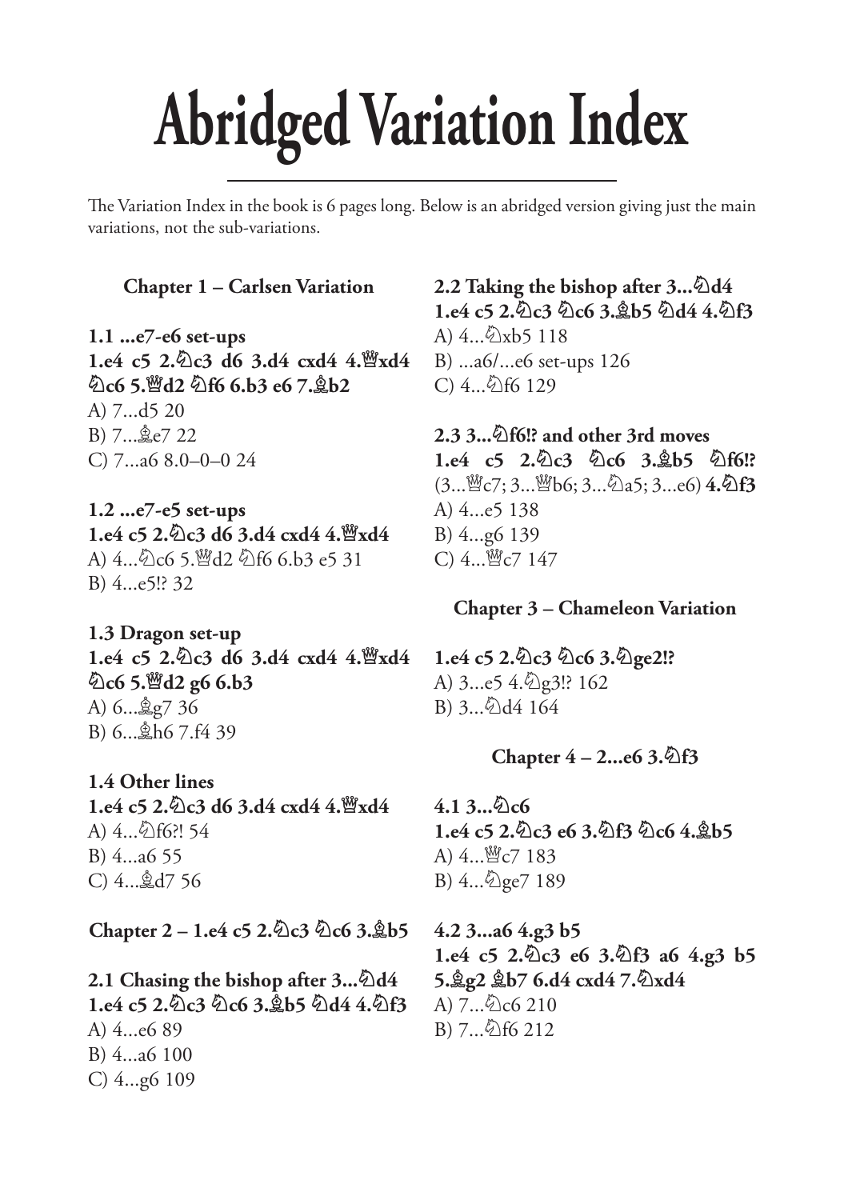# Abridged Variation Index

The Variation Index in the book is 6 pages long. Below is an abridged version giving just the main variations, not the sub-variations.

## Chapter 1 – Carlsen Variation

**1.1 ...e7-e6 set-ups**
**1.e4 c5 2.♘c3 d6 3.d4 cxd4 4.♕xd4 ♘c6 5.♕d2 ♘f6 6.b3 e6 7.♗b2**
A) 7...d5 20
B) 7...♗e7 22
C) 7...a6 8.0–0–0 24

**1.2 ...e7-e5 set-ups**
**1.e4 c5 2.♘c3 d6 3.d4 cxd4 4.♕xd4**
A) 4...♘c6 5.♕d2 ♘f6 6.b3 e5 31
B) 4...e5!? 32

**1.3 Dragon set-up**
**1.e4 c5 2.♘c3 d6 3.d4 cxd4 4.♕xd4 ♘c6 5.♕d2 g6 6.b3**
A) 6...♗g7 36
B) 6...♗h6 7.f4 39

**1.4 Other lines**
**1.e4 c5 2.♘c3 d6 3.d4 cxd4 4.♕xd4**
A) 4...♘f6?! 54
B) 4...a6 55
C) 4...♗d7 56

## Chapter 2 – 1.e4 c5 2.♘c3 ♘c6 3.♗b5

**2.1 Chasing the bishop after 3...♘d4**
**1.e4 c5 2.♘c3 ♘c6 3.♗b5 ♘d4 4.♘f3**
A) 4...e6 89
B) 4...a6 100
C) 4...g6 109

**2.2 Taking the bishop after 3...♘d4**
**1.e4 c5 2.♘c3 ♘c6 3.♗b5 ♘d4 4.♘f3**
A) 4...♘xb5 118
B) ...a6/...e6 set-ups 126
C) 4...♘f6 129

**2.3 3...♘f6!? and other 3rd moves**
**1.e4 c5 2.♘c3 ♘c6 3.♗b5 ♘f6!?** (3...♕c7; 3...♕b6; 3...♘a5; 3...e6) **4.♘f3**
A) 4...e5 138
B) 4...g6 139
C) 4...♕c7 147

## Chapter 3 – Chameleon Variation

**1.e4 c5 2.♘c3 ♘c6 3.♘ge2!?**
A) 3...e5 4.♘g3!? 162
B) 3...♘d4 164

## Chapter 4 – 2...e6 3.♘f3

**4.1 3...♘c6**
**1.e4 c5 2.♘c3 e6 3.♘f3 ♘c6 4.♗b5**
A) 4...♕c7 183
B) 4...♘ge7 189

**4.2 3...a6 4.g3 b5**
**1.e4 c5 2.♘c3 e6 3.♘f3 a6 4.g3 b5 5.♗g2 ♗b7 6.d4 cxd4 7.♘xd4**
A) 7...♘c6 210
B) 7...♘f6 212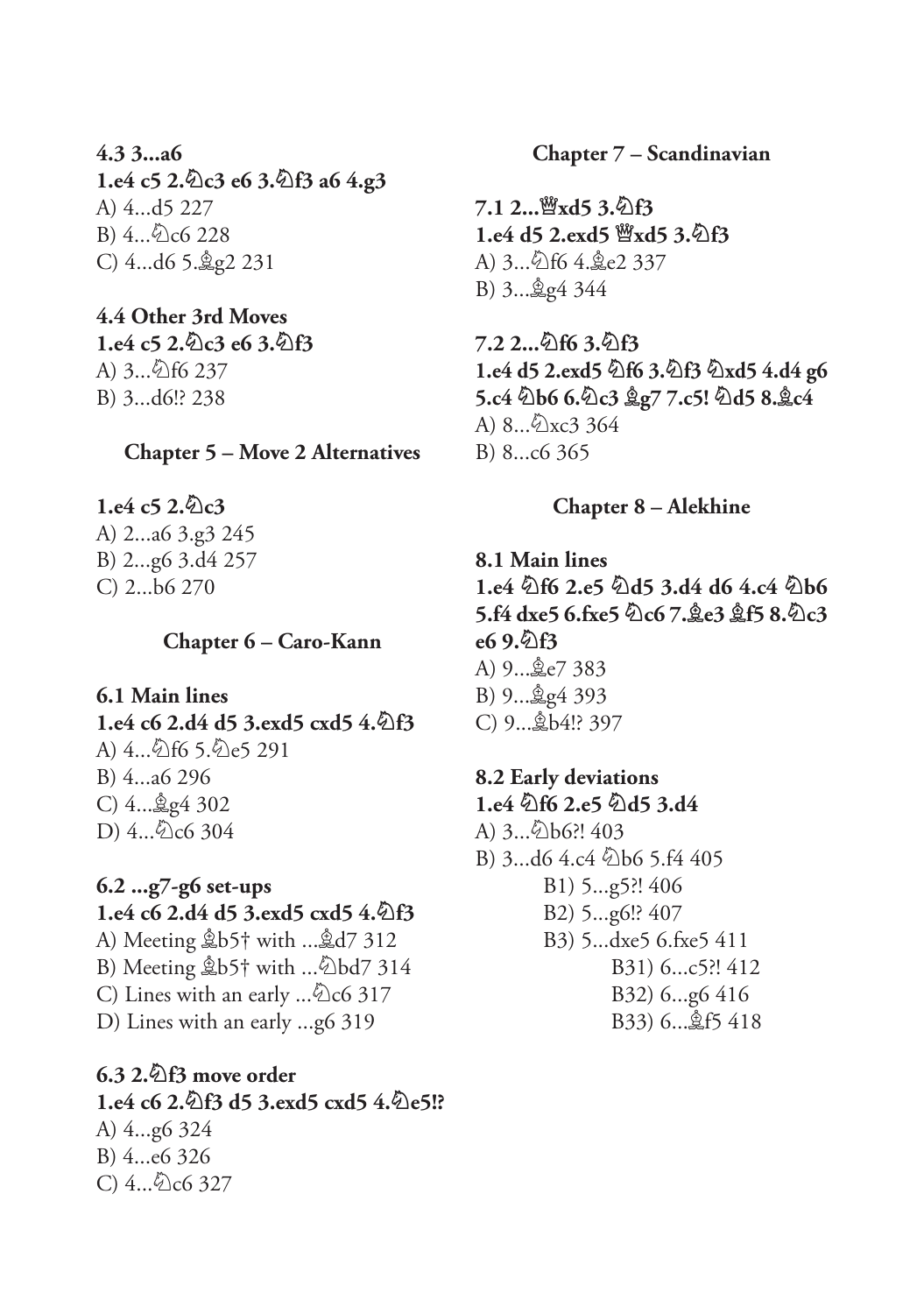**4.3 3...a6**
**1.e4 c5 2.♘c3 e6 3.♘f3 a6 4.g3**
A) 4...d5 227
B) 4...♘c6 228
C) 4...d6 5.♗g2 231

**4.4 Other 3rd Moves**
**1.e4 c5 2.♘c3 e6 3.♘f3**
A) 3...♘f6 237
B) 3...d6!? 238

### Chapter 5 – Move 2 Alternatives

**1.e4 c5 2.♘c3**
A) 2...a6 3.g3 245
B) 2...g6 3.d4 257
C) 2...b6 270

### Chapter 6 – Caro-Kann

**6.1 Main lines**
**1.e4 c6 2.d4 d5 3.exd5 cxd5 4.♘f3**
A) 4...♘f6 5.♘e5 291
B) 4...a6 296
C) 4...♗g4 302
D) 4...♘c6 304

**6.2 ...g7-g6 set-ups**
**1.e4 c6 2.d4 d5 3.exd5 cxd5 4.♘f3**
A) Meeting ♗b5† with ...♗d7 312
B) Meeting ♗b5† with ...♘bd7 314
C) Lines with an early ...♘c6 317
D) Lines with an early ...g6 319

**6.3 2.♘f3 move order**
**1.e4 c6 2.♘f3 d5 3.exd5 cxd5 4.♘e5!?**
A) 4...g6 324
B) 4...e6 326
C) 4...♘c6 327

### Chapter 7 – Scandinavian

**7.1 2...♕xd5 3.♘f3**
**1.e4 d5 2.exd5 ♕xd5 3.♘f3**
A) 3...♘f6 4.♗e2 337
B) 3...♗g4 344

**7.2 2...♘f6 3.♘f3**
**1.e4 d5 2.exd5 ♘f6 3.♘f3 ♘xd5 4.d4 g6 5.c4 ♘b6 6.♘c3 ♗g7 7.c5! ♘d5 8.♗c4**
A) 8...♘xc3 364
B) 8...c6 365

### Chapter 8 – Alekhine

**8.1 Main lines**
**1.e4 ♘f6 2.e5 ♘d5 3.d4 d6 4.c4 ♘b6 5.f4 dxe5 6.fxe5 ♘c6 7.♗e3 ♗f5 8.♘c3 e6 9.♘f3**
A) 9...♗e7 383
B) 9...♗g4 393
C) 9...♗b4!? 397

**8.2 Early deviations**
**1.e4 ♘f6 2.e5 ♘d5 3.d4**
A) 3...♘b6?! 403
B) 3...d6 4.c4 ♘b6 5.f4 405
- B1) 5...g5?! 406
- B2) 5...g6!? 407
- B3) 5...dxe5 6.fxe5 411
  - B31) 6...c5?! 412
  - B32) 6...g6 416
  - B33) 6...♗f5 418